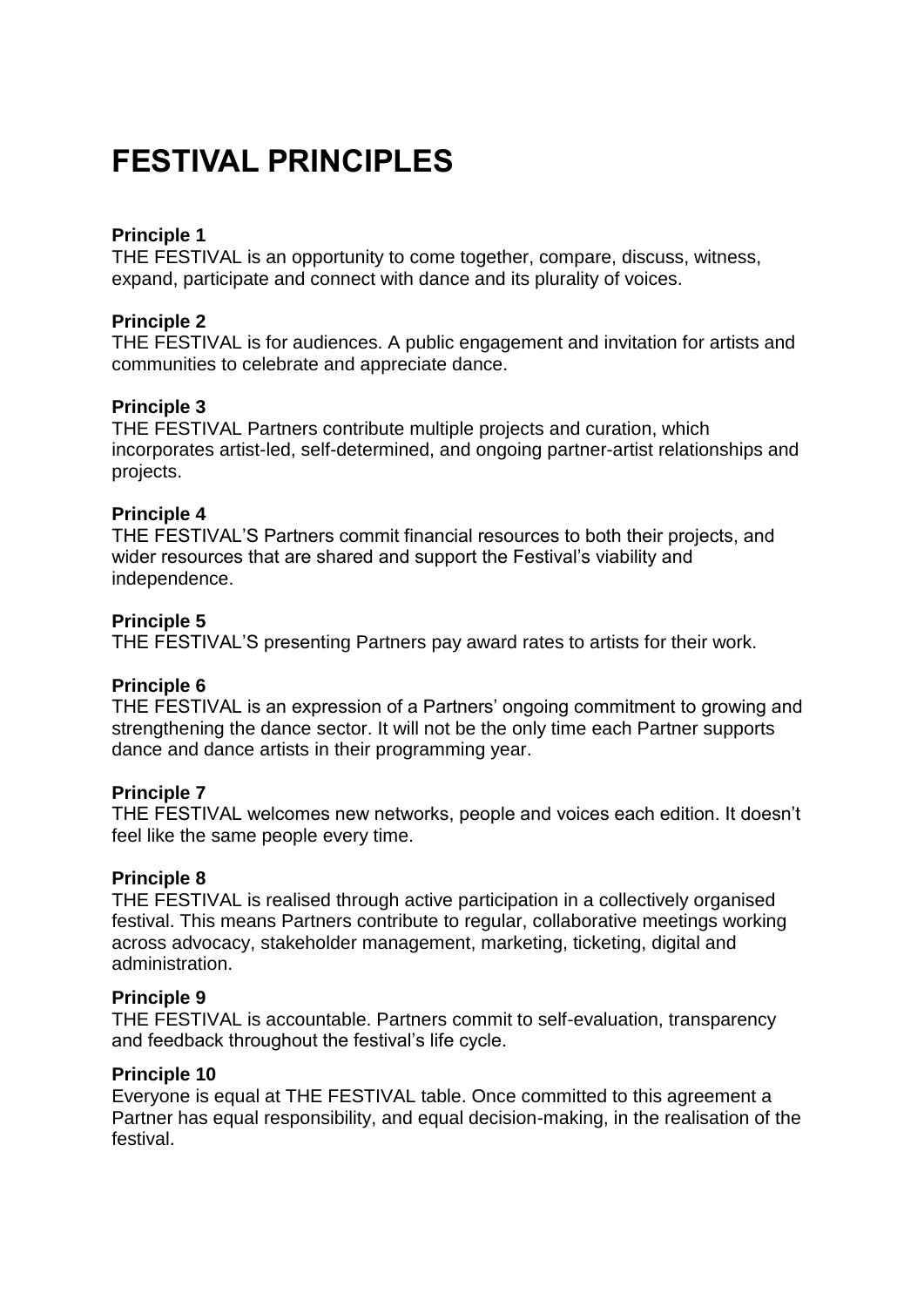# FESTIVAL PRINCIPLES

**Principle 1**
THE FESTIVAL is an opportunity to come together, compare, discuss, witness, expand, participate and connect with dance and its plurality of voices.

**Principle 2**
THE FESTIVAL is for audiences. A public engagement and invitation for artists and communities to celebrate and appreciate dance.

**Principle 3**
THE FESTIVAL Partners contribute multiple projects and curation, which incorporates artist-led, self-determined, and ongoing partner-artist relationships and projects.

**Principle 4**
THE FESTIVAL'S Partners commit financial resources to both their projects, and wider resources that are shared and support the Festival's viability and independence.

**Principle 5**
THE FESTIVAL'S presenting Partners pay award rates to artists for their work.

**Principle 6**
THE FESTIVAL is an expression of a Partners' ongoing commitment to growing and strengthening the dance sector. It will not be the only time each Partner supports dance and dance artists in their programming year.

**Principle 7**
THE FESTIVAL welcomes new networks, people and voices each edition. It doesn't feel like the same people every time.

**Principle 8**
THE FESTIVAL is realised through active participation in a collectively organised festival. This means Partners contribute to regular, collaborative meetings working across advocacy, stakeholder management, marketing, ticketing, digital and administration.

**Principle 9**
THE FESTIVAL is accountable. Partners commit to self-evaluation, transparency and feedback throughout the festival's life cycle.

**Principle 10**
Everyone is equal at THE FESTIVAL table. Once committed to this agreement a Partner has equal responsibility, and equal decision-making, in the realisation of the festival.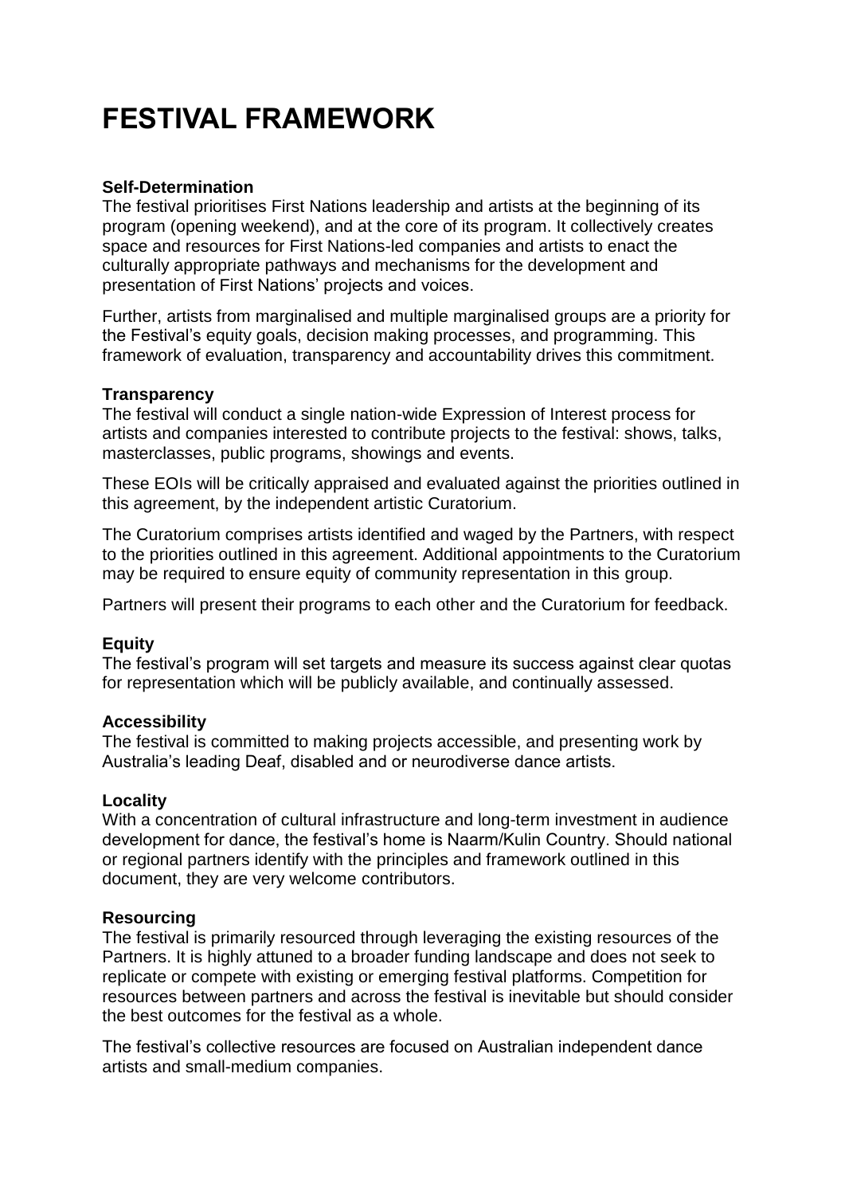# FESTIVAL FRAMEWORK

**Self-Determination**
The festival prioritises First Nations leadership and artists at the beginning of its program (opening weekend), and at the core of its program. It collectively creates space and resources for First Nations-led companies and artists to enact the culturally appropriate pathways and mechanisms for the development and presentation of First Nations' projects and voices.

Further, artists from marginalised and multiple marginalised groups are a priority for the Festival's equity goals, decision making processes, and programming. This framework of evaluation, transparency and accountability drives this commitment.

**Transparency**
The festival will conduct a single nation-wide Expression of Interest process for artists and companies interested to contribute projects to the festival: shows, talks, masterclasses, public programs, showings and events.

These EOIs will be critically appraised and evaluated against the priorities outlined in this agreement, by the independent artistic Curatorium.

The Curatorium comprises artists identified and waged by the Partners, with respect to the priorities outlined in this agreement. Additional appointments to the Curatorium may be required to ensure equity of community representation in this group.

Partners will present their programs to each other and the Curatorium for feedback.

**Equity**
The festival's program will set targets and measure its success against clear quotas for representation which will be publicly available, and continually assessed.

**Accessibility**
The festival is committed to making projects accessible, and presenting work by Australia's leading Deaf, disabled and or neurodiverse dance artists.

**Locality**
With a concentration of cultural infrastructure and long-term investment in audience development for dance, the festival's home is Naarm/Kulin Country. Should national or regional partners identify with the principles and framework outlined in this document, they are very welcome contributors.

**Resourcing**
The festival is primarily resourced through leveraging the existing resources of the Partners. It is highly attuned to a broader funding landscape and does not seek to replicate or compete with existing or emerging festival platforms. Competition for resources between partners and across the festival is inevitable but should consider the best outcomes for the festival as a whole.

The festival's collective resources are focused on Australian independent dance artists and small-medium companies.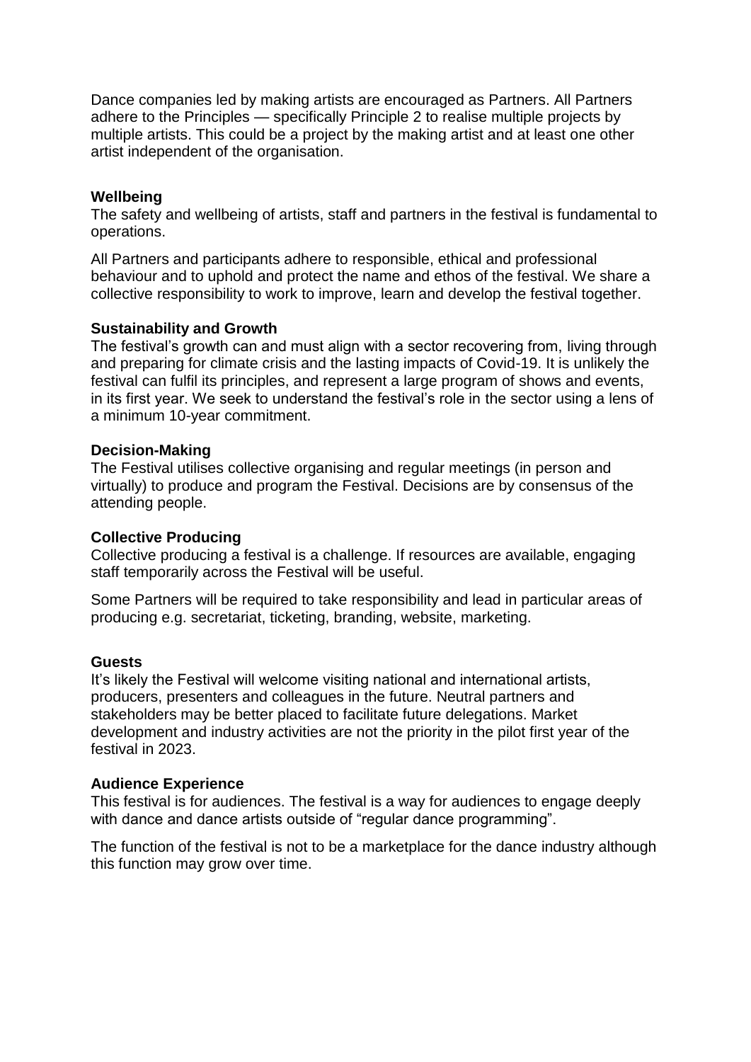Dance companies led by making artists are encouraged as Partners. All Partners adhere to the Principles — specifically Principle 2 to realise multiple projects by multiple artists. This could be a project by the making artist and at least one other artist independent of the organisation.

**Wellbeing**

The safety and wellbeing of artists, staff and partners in the festival is fundamental to operations.

All Partners and participants adhere to responsible, ethical and professional behaviour and to uphold and protect the name and ethos of the festival. We share a collective responsibility to work to improve, learn and develop the festival together.

**Sustainability and Growth**

The festival's growth can and must align with a sector recovering from, living through and preparing for climate crisis and the lasting impacts of Covid-19. It is unlikely the festival can fulfil its principles, and represent a large program of shows and events, in its first year. We seek to understand the festival's role in the sector using a lens of a minimum 10-year commitment.

**Decision-Making**

The Festival utilises collective organising and regular meetings (in person and virtually) to produce and program the Festival. Decisions are by consensus of the attending people.

**Collective Producing**

Collective producing a festival is a challenge. If resources are available, engaging staff temporarily across the Festival will be useful.

Some Partners will be required to take responsibility and lead in particular areas of producing e.g. secretariat, ticketing, branding, website, marketing.

**Guests**

It's likely the Festival will welcome visiting national and international artists, producers, presenters and colleagues in the future. Neutral partners and stakeholders may be better placed to facilitate future delegations. Market development and industry activities are not the priority in the pilot first year of the festival in 2023.

**Audience Experience**

This festival is for audiences. The festival is a way for audiences to engage deeply with dance and dance artists outside of "regular dance programming".

The function of the festival is not to be a marketplace for the dance industry although this function may grow over time.